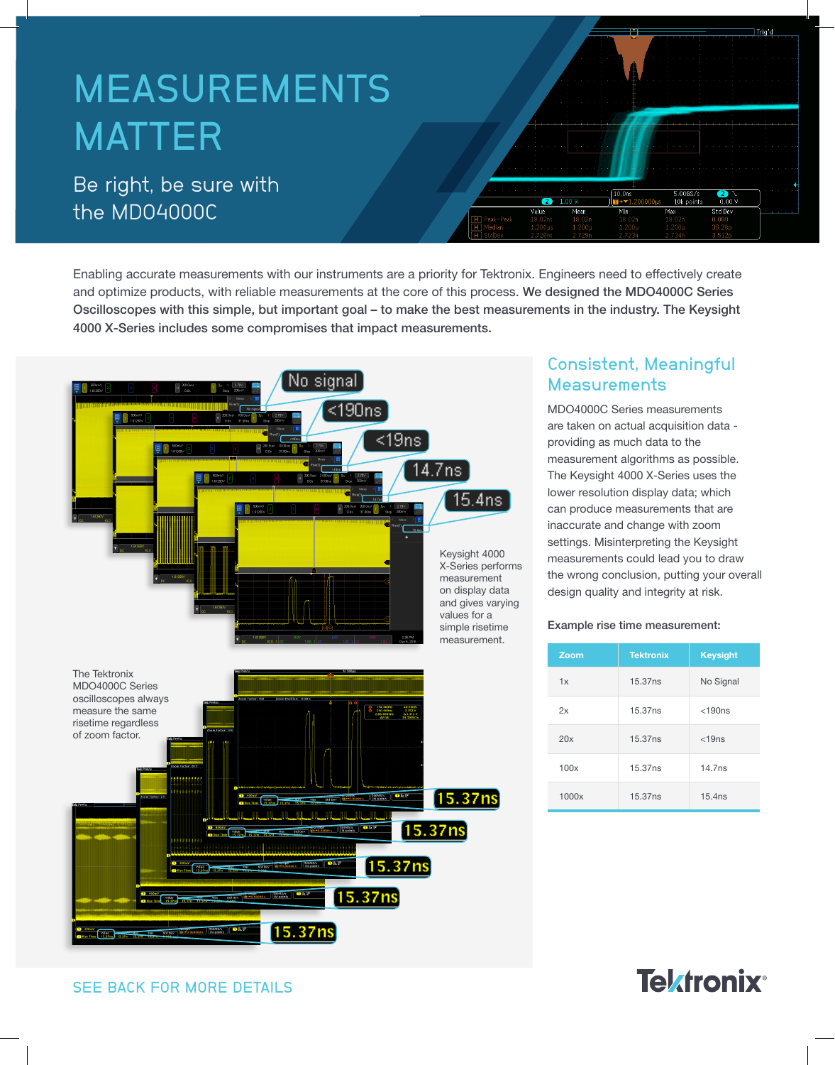# MEASUREMENTS MATTER

## Be right, be sure with the MDO4000C

Enabling accurate measurements with our instruments are a priority for Tektronix. Engineers need to effectively create and optimize products, with reliable measurements at the core of this process. **We designed the MDO4000C Series Oscilloscopes with this simple, but important goal – to make the best measurements in the industry. The Keysight 4000 X-Series includes some compromises that impact measurements.**

Keysight 4000 X-Series performs measurement on display data and gives varying values for a simple risetime measurement.

The Tektronix MDO4000C Series oscilloscopes always measure the same risetime regardless of zoom factor.

## Consistent, Meaningful Measurements

MDO4000C Series measurements are taken on actual acquisition data - providing as much data to the measurement algorithms as possible. The Keysight 4000 X-Series uses the lower resolution display data; which can produce measurements that are inaccurate and change with zoom settings. Misinterpreting the Keysight measurements could lead you to draw the wrong conclusion, putting your overall design quality and integrity at risk.

Example rise time measurement:

| Zoom | Tektronix | Keysight |
| --- | --- | --- |
| 1x | 15.37ns | No Signal |
| 2x | 15.37ns | <190ns |
| 20x | 15.37ns | <19ns |
| 100x | 15.37ns | 14.7ns |
| 1000x | 15.37ns | 15.4ns |

SEE BACK FOR MORE DETAILS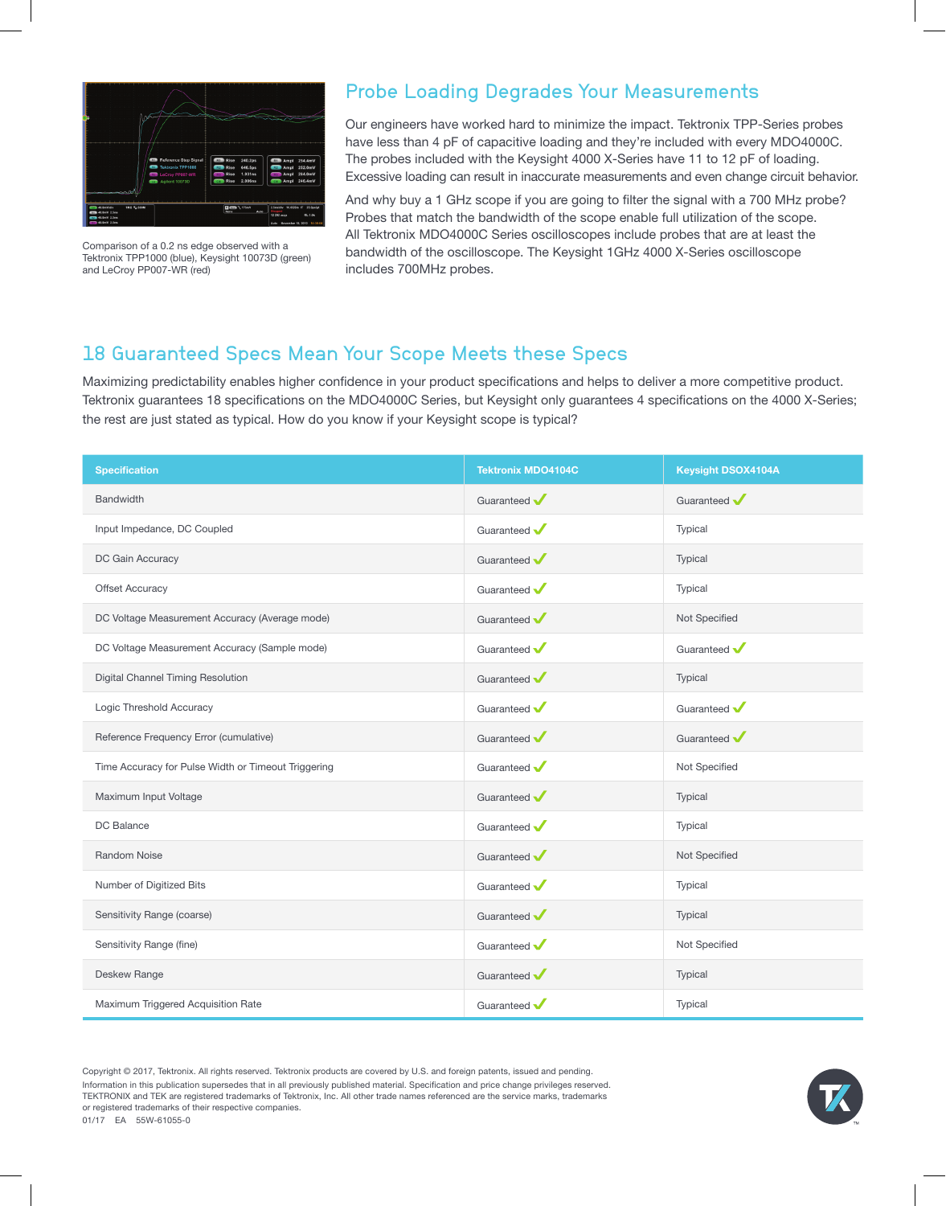Comparison of a 0.2 ns edge observed with a Tektronix TPP1000 (blue), Keysight 10073D (green) and LeCroy PP007-WR (red)

## Probe Loading Degrades Your Measurements

Our engineers have worked hard to minimize the impact. Tektronix TPP-Series probes have less than 4 pF of capacitive loading and they're included with every MDO4000C. The probes included with the Keysight 4000 X-Series have 11 to 12 pF of loading. Excessive loading can result in inaccurate measurements and even change circuit behavior.

And why buy a 1 GHz scope if you are going to filter the signal with a 700 MHz probe? Probes that match the bandwidth of the scope enable full utilization of the scope. All Tektronix MDO4000C Series oscilloscopes include probes that are at least the bandwidth of the oscilloscope. The Keysight 1GHz 4000 X-Series oscilloscope includes 700MHz probes.

## 18 Guaranteed Specs Mean Your Scope Meets these Specs

Maximizing predictability enables higher confidence in your product specifications and helps to deliver a more competitive product. Tektronix guarantees 18 specifications on the MDO4000C Series, but Keysight only guarantees 4 specifications on the 4000 X-Series; the rest are just stated as typical. How do you know if your Keysight scope is typical?

| Specification | Tektronix MDO4104C | Keysight DSOX4104A |
|---|---|---|
| Bandwidth | Guaranteed ✓ | Guaranteed ✓ |
| Input Impedance, DC Coupled | Guaranteed ✓ | Typical |
| DC Gain Accuracy | Guaranteed ✓ | Typical |
| Offset Accuracy | Guaranteed ✓ | Typical |
| DC Voltage Measurement Accuracy (Average mode) | Guaranteed ✓ | Not Specified |
| DC Voltage Measurement Accuracy (Sample mode) | Guaranteed ✓ | Guaranteed ✓ |
| Digital Channel Timing Resolution | Guaranteed ✓ | Typical |
| Logic Threshold Accuracy | Guaranteed ✓ | Guaranteed ✓ |
| Reference Frequency Error (cumulative) | Guaranteed ✓ | Guaranteed ✓ |
| Time Accuracy for Pulse Width or Timeout Triggering | Guaranteed ✓ | Not Specified |
| Maximum Input Voltage | Guaranteed ✓ | Typical |
| DC Balance | Guaranteed ✓ | Typical |
| Random Noise | Guaranteed ✓ | Not Specified |
| Number of Digitized Bits | Guaranteed ✓ | Typical |
| Sensitivity Range (coarse) | Guaranteed ✓ | Typical |
| Sensitivity Range (fine) | Guaranteed ✓ | Not Specified |
| Deskew Range | Guaranteed ✓ | Typical |
| Maximum Triggered Acquisition Rate | Guaranteed ✓ | Typical |

Copyright © 2017, Tektronix. All rights reserved. Tektronix products are covered by U.S. and foreign patents, issued and pending. Information in this publication supersedes that in all previously published material. Specification and price change privileges reserved. TEKTRONIX and TEK are registered trademarks of Tektronix, Inc. All other trade names referenced are the service marks, trademarks or registered trademarks of their respective companies.
01/17 EA 55W-61055-0